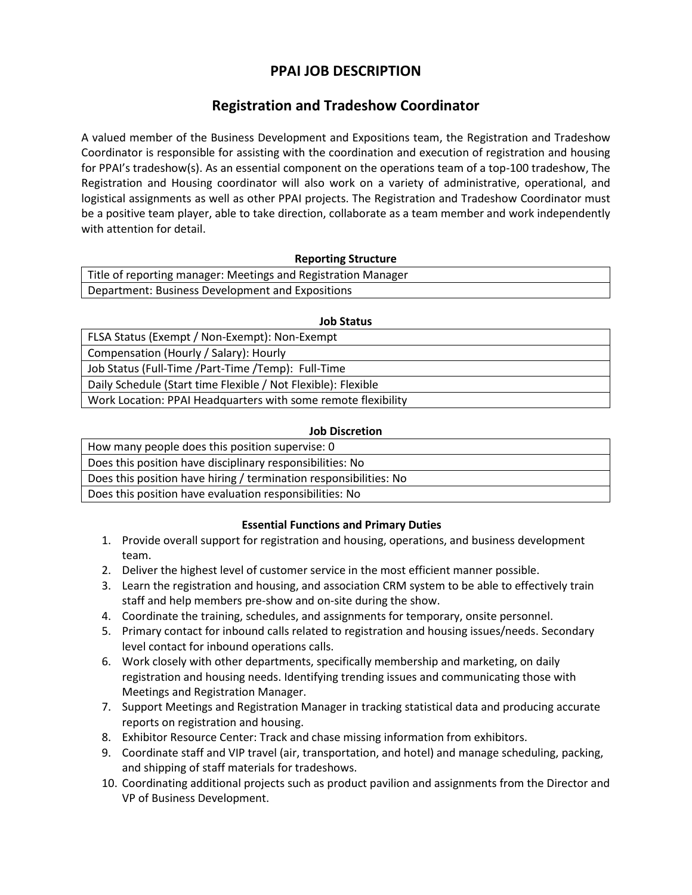# PPAI JOB DESCRIPTION

## Registration and Tradeshow Coordinator

A valued member of the Business Development and Expositions team, the Registration and Tradeshow Coordinator is responsible for assisting with the coordination and execution of registration and housing for PPAI's tradeshow(s). As an essential component on the operations team of a top-100 tradeshow, The Registration and Housing coordinator will also work on a variety of administrative, operational, and logistical assignments as well as other PPAI projects. The Registration and Tradeshow Coordinator must be a positive team player, able to take direction, collaborate as a team member and work independently with attention for detail.

| Reporting Structure |
|---|
| Title of reporting manager: Meetings and Registration Manager |
| Department: Business Development and Expositions |

| Job Status |
|---|
| FLSA Status (Exempt / Non-Exempt): Non-Exempt |
| Compensation (Hourly / Salary): Hourly |
| Job Status (Full-Time /Part-Time /Temp): Full-Time |
| Daily Schedule (Start time Flexible / Not Flexible): Flexible |
| Work Location: PPAI Headquarters with some remote flexibility |

| Job Discretion |
|---|
| How many people does this position supervise: 0 |
| Does this position have disciplinary responsibilities: No |
| Does this position have hiring / termination responsibilities: No |
| Does this position have evaluation responsibilities: No |

**Essential Functions and Primary Duties**

1. Provide overall support for registration and housing, operations, and business development team.
2. Deliver the highest level of customer service in the most efficient manner possible.
3. Learn the registration and housing, and association CRM system to be able to effectively train staff and help members pre-show and on-site during the show.
4. Coordinate the training, schedules, and assignments for temporary, onsite personnel.
5. Primary contact for inbound calls related to registration and housing issues/needs. Secondary level contact for inbound operations calls.
6. Work closely with other departments, specifically membership and marketing, on daily registration and housing needs. Identifying trending issues and communicating those with Meetings and Registration Manager.
7. Support Meetings and Registration Manager in tracking statistical data and producing accurate reports on registration and housing.
8. Exhibitor Resource Center: Track and chase missing information from exhibitors.
9. Coordinate staff and VIP travel (air, transportation, and hotel) and manage scheduling, packing, and shipping of staff materials for tradeshows.
10. Coordinating additional projects such as product pavilion and assignments from the Director and VP of Business Development.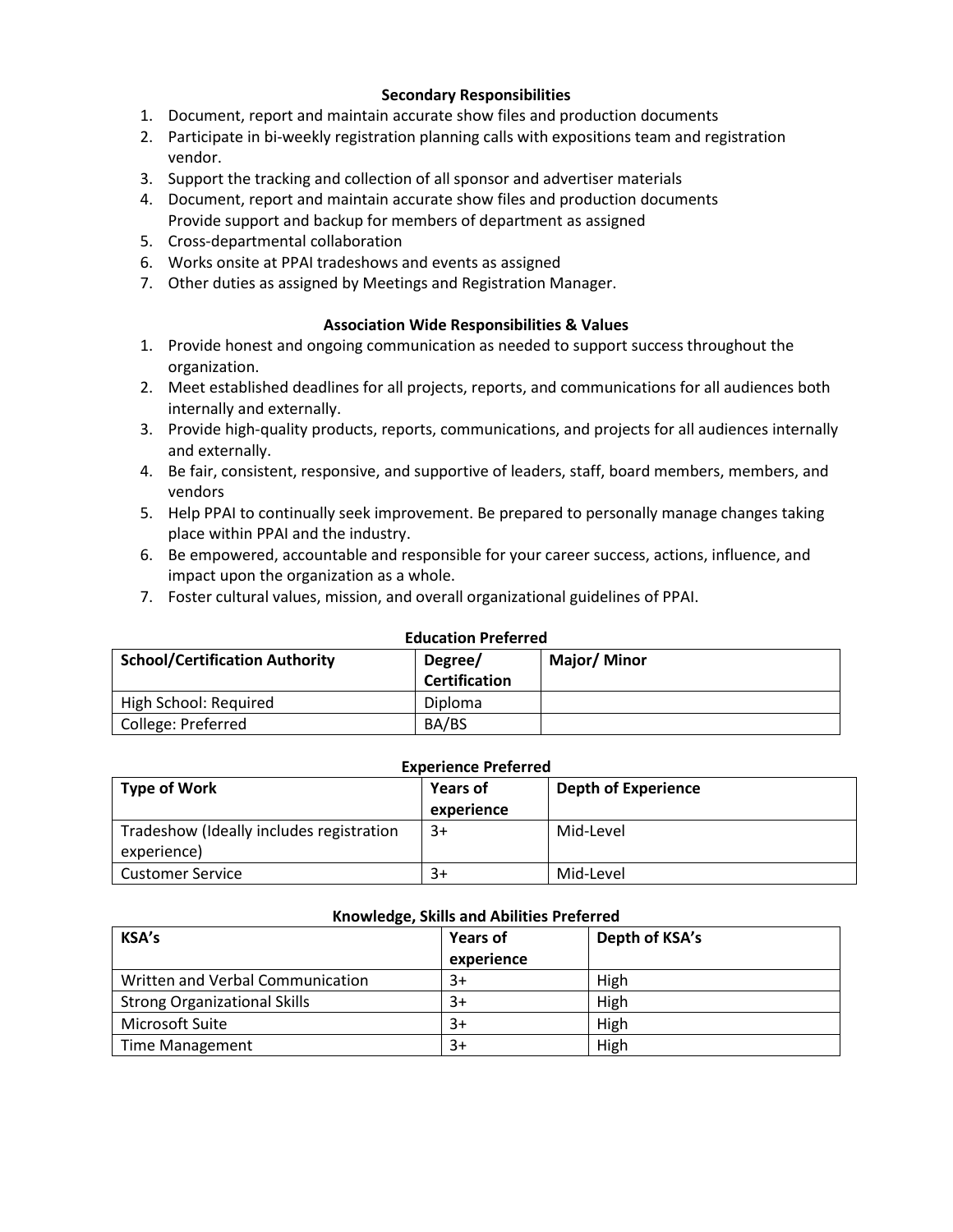### Secondary Responsibilities

1. Document, report and maintain accurate show files and production documents
2. Participate in bi-weekly registration planning calls with expositions team and registration vendor.
3. Support the tracking and collection of all sponsor and advertiser materials
4. Document, report and maintain accurate show files and production documents
   Provide support and backup for members of department as assigned
5. Cross-departmental collaboration
6. Works onsite at PPAI tradeshows and events as assigned
7. Other duties as assigned by Meetings and Registration Manager.

### Association Wide Responsibilities & Values

1. Provide honest and ongoing communication as needed to support success throughout the organization.
2. Meet established deadlines for all projects, reports, and communications for all audiences both internally and externally.
3. Provide high-quality products, reports, communications, and projects for all audiences internally and externally.
4. Be fair, consistent, responsive, and supportive of leaders, staff, board members, members, and vendors
5. Help PPAI to continually seek improvement. Be prepared to personally manage changes taking place within PPAI and the industry.
6. Be empowered, accountable and responsible for your career success, actions, influence, and impact upon the organization as a whole.
7. Foster cultural values, mission, and overall organizational guidelines of PPAI.

### Education Preferred

| School/Certification Authority | Degree/ Certification | Major/ Minor |
| --- | --- | --- |
| High School: Required | Diploma | |
| College: Preferred | BA/BS | |

### Experience Preferred

| Type of Work | Years of experience | Depth of Experience |
| --- | --- | --- |
| Tradeshow (Ideally includes registration experience) | 3+ | Mid-Level |
| Customer Service | 3+ | Mid-Level |

### Knowledge, Skills and Abilities Preferred

| KSA's | Years of experience | Depth of KSA's |
| --- | --- | --- |
| Written and Verbal Communication | 3+ | High |
| Strong Organizational Skills | 3+ | High |
| Microsoft Suite | 3+ | High |
| Time Management | 3+ | High |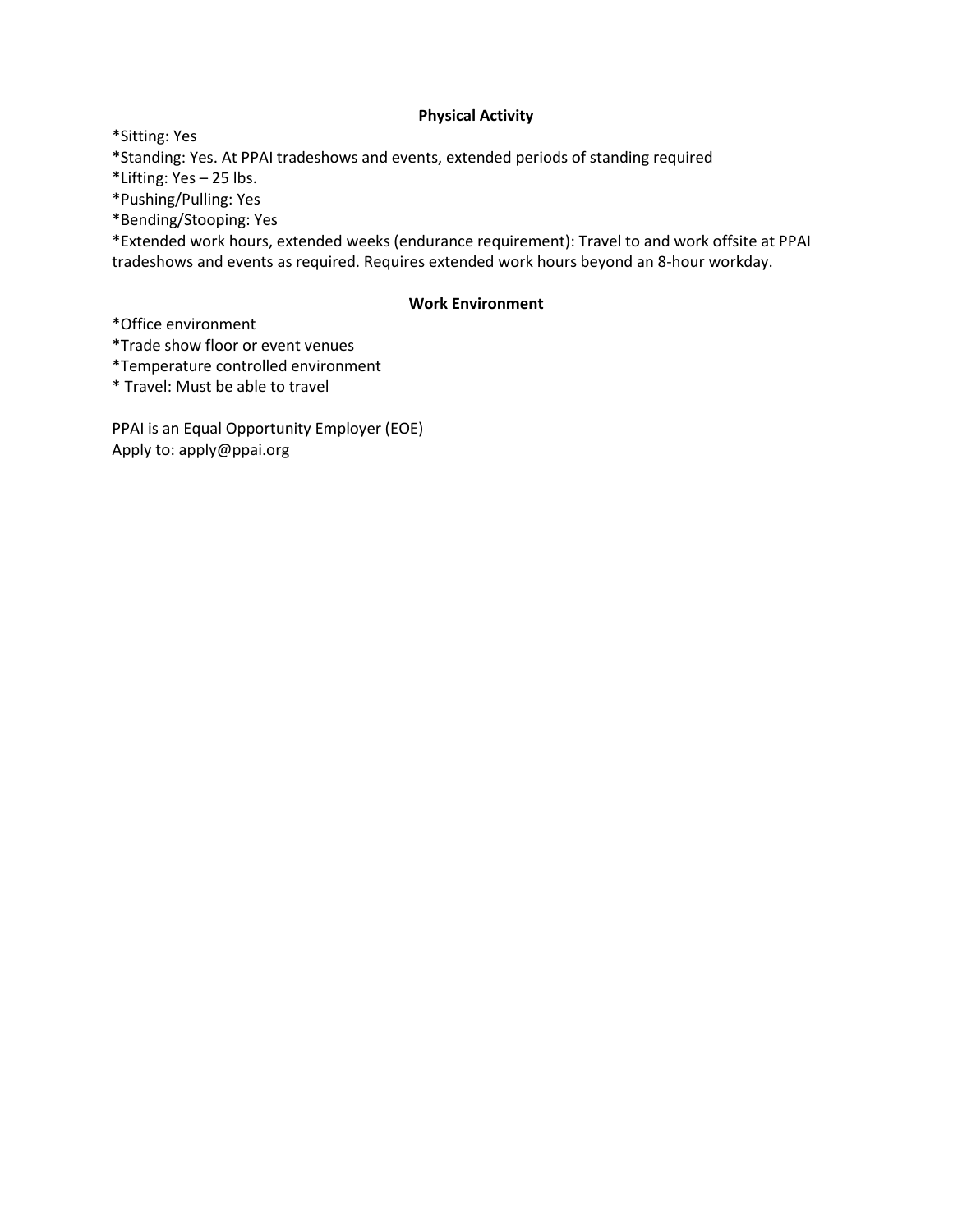**Physical Activity**

*Sitting: Yes
*Standing: Yes. At PPAI tradeshows and events, extended periods of standing required
*Lifting: Yes – 25 lbs.
*Pushing/Pulling: Yes
*Bending/Stooping: Yes
*Extended work hours, extended weeks (endurance requirement): Travel to and work offsite at PPAI tradeshows and events as required. Requires extended work hours beyond an 8-hour workday.

**Work Environment**

*Office environment
*Trade show floor or event venues
*Temperature controlled environment
* Travel: Must be able to travel

PPAI is an Equal Opportunity Employer (EOE)
Apply to: apply@ppai.org